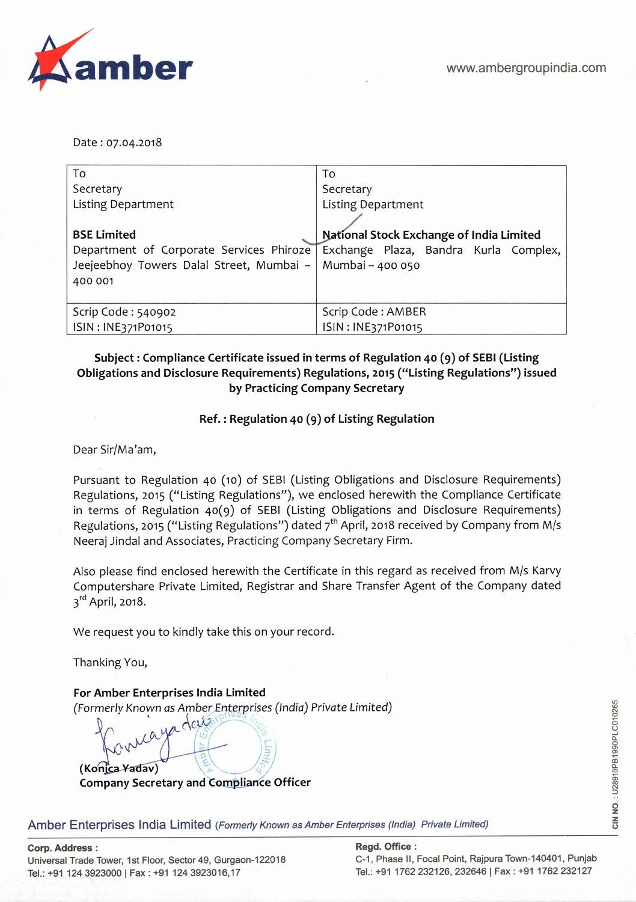amber

www.ambergroupindia.com

Date : 07.04.2018

| To<br>Secretary<br>Listing Department<br><br>**BSE Limited**<br>Department of Corporate Services Phiroze Jeejeebhoy Towers Dalal Street, Mumbai – 400 001 | To<br>Secretary<br>Listing Department<br><br>**National Stock Exchange of India Limited**<br>Exchange Plaza, Bandra Kurla Complex, Mumbai – 400 050 |
|---|---|
| Scrip Code : 540902<br>ISIN : INE371P01015 | Scrip Code : AMBER<br>ISIN : INE371P01015 |

**Subject : Compliance Certificate issued in terms of Regulation 40 (9) of SEBI (Listing Obligations and Disclosure Requirements) Regulations, 2015 ("Listing Regulations") issued by Practicing Company Secretary**

**Ref. : Regulation 40 (9) of Listing Regulation**

Dear Sir/Ma'am,

Pursuant to Regulation 40 (10) of SEBI (Listing Obligations and Disclosure Requirements) Regulations, 2015 ("Listing Regulations"), we enclosed herewith the Compliance Certificate in terms of Regulation 40(9) of SEBI (Listing Obligations and Disclosure Requirements) Regulations, 2015 ("Listing Regulations") dated 7th April, 2018 received by Company from M/s Neeraj Jindal and Associates, Practicing Company Secretary Firm.

Also please find enclosed herewith the Certificate in this regard as received from M/s Karvy Computershare Private Limited, Registrar and Share Transfer Agent of the Company dated 3rd April, 2018.

We request you to kindly take this on your record.

Thanking You,

**For Amber Enterprises India Limited**
*(Formerly Known as Amber Enterprises (India) Private Limited)*

**(Konica Yadav)**
**Company Secretary and Compliance Officer**

Amber Enterprises India Limited *(Formerly Known as Amber Enterprises (India) Private Limited)*

**Corp. Address :**
Universal Trade Tower, 1st Floor, Sector 49, Gurgaon-122018
Tel.: +91 124 3923000 | Fax : +91 124 3923016,17

**Regd. Office :**
C-1, Phase II, Focal Point, Rajpura Town-140401, Punjab
Tel.: +91 1762 232126, 232646 | Fax : +91 1762 232127

CIN NO. : U28910PB1990PLC010265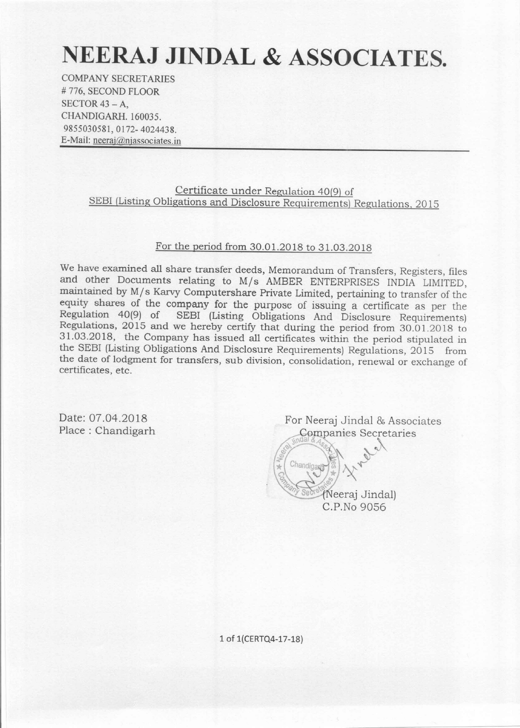# NEERAJ JINDAL & ASSOCIATES.

COMPANY SECRETARIES
# 776, SECOND FLOOR
SECTOR 43 – A,
CHANDIGARH. 160035.
9855030581, 0172- 4024438.
E-Mail: neeraj@njassociates.in

---

Certificate under Regulation 40(9) of
SEBI (Listing Obligations and Disclosure Requirements) Regulations, 2015

For the period from 30.01.2018 to 31.03.2018

We have examined all share transfer deeds, Memorandum of Transfers, Registers, files and other Documents relating to M/s AMBER ENTERPRISES INDIA LIMITED, maintained by M/s Karvy Computershare Private Limited, pertaining to transfer of the equity shares of the company for the purpose of issuing a certificate as per the Regulation 40(9) of SEBI (Listing Obligations And Disclosure Requirements) Regulations, 2015 and we hereby certify that during the period from 30.01.2018 to 31.03.2018, the Company has issued all certificates within the period stipulated in the SEBI (Listing Obligations And Disclosure Requirements) Regulations, 2015 from the date of lodgment for transfers, sub division, consolidation, renewal or exchange of certificates, etc.

Date: 07.04.2018
Place : Chandigarh

For Neeraj Jindal & Associates
Companies Secretaries

(Neeraj Jindal)
C.P.No 9056

1 of 1(CERTQ4-17-18)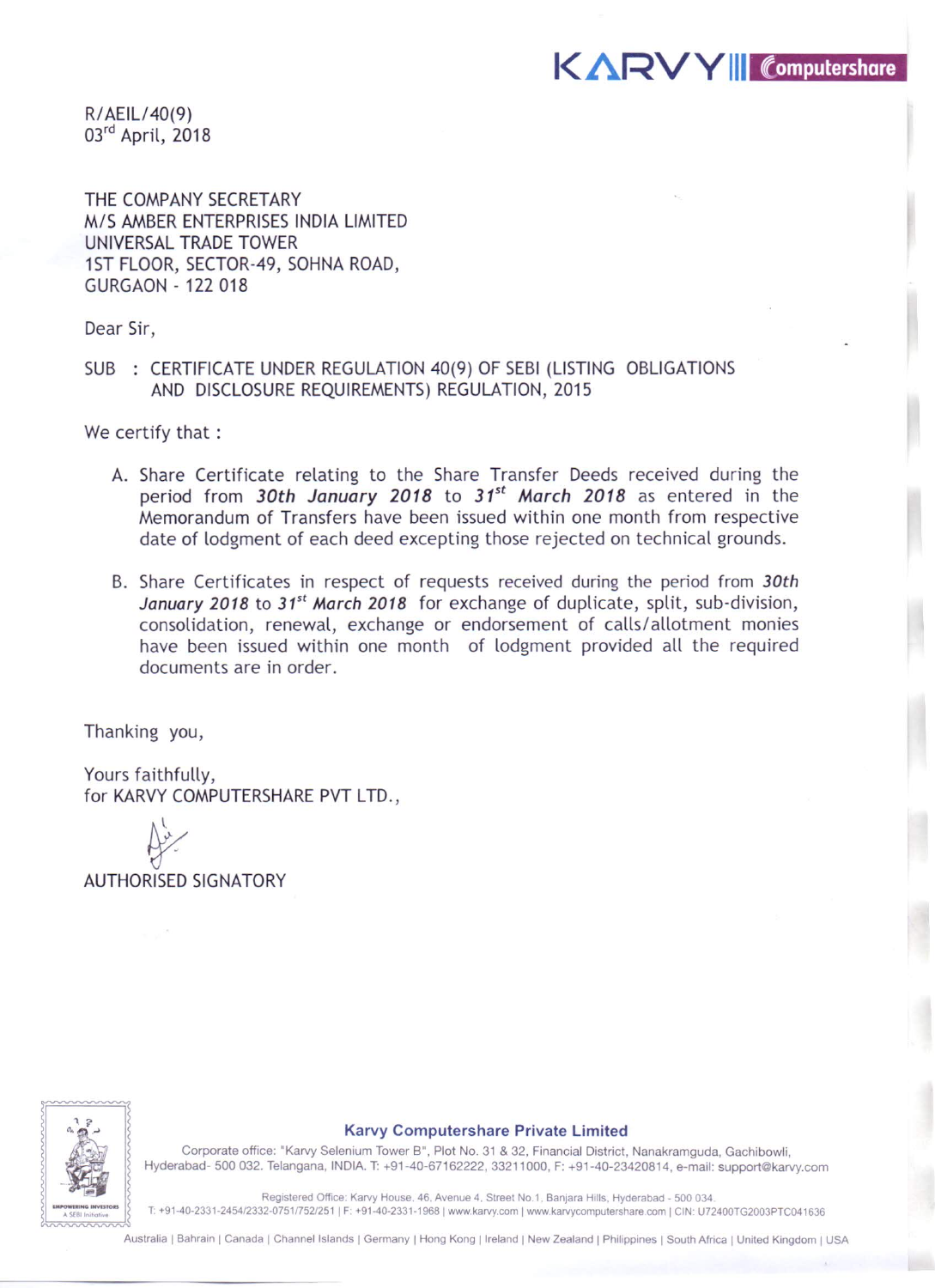KARVY Computershare

R/AEIL/40(9)
03rd April, 2018

THE COMPANY SECRETARY
M/S AMBER ENTERPRISES INDIA LIMITED
UNIVERSAL TRADE TOWER
1ST FLOOR, SECTOR-49, SOHNA ROAD,
GURGAON - 122 018

Dear Sir,

SUB : CERTIFICATE UNDER REGULATION 40(9) OF SEBI (LISTING OBLIGATIONS AND DISCLOSURE REQUIREMENTS) REGULATION, 2015

We certify that :

A. Share Certificate relating to the Share Transfer Deeds received during the period from ***30th January 2018*** to ***31st March 2018*** as entered in the Memorandum of Transfers have been issued within one month from respective date of lodgment of each deed excepting those rejected on technical grounds.

B. Share Certificates in respect of requests received during the period from ***30th January 2018*** to ***31st March 2018*** for exchange of duplicate, split, sub-division, consolidation, renewal, exchange or endorsement of calls/allotment monies have been issued within one month of lodgment provided all the required documents are in order.

Thanking you,

Yours faithfully,
for KARVY COMPUTERSHARE PVT LTD.,

AUTHORISED SIGNATORY

**Karvy Computershare Private Limited**

Corporate office: "Karvy Selenium Tower B", Plot No. 31 & 32, Financial District, Nanakramguda, Gachibowli, Hyderabad- 500 032. Telangana, INDIA. T: +91-40-67162222, 33211000, F: +91-40-23420814, e-mail: support@karvy.com

Registered Office: Karvy House, 46, Avenue 4, Street No.1, Banjara Hills, Hyderabad - 500 034.
T: +91-40-2331-2454/2332-0751/752/251 | F: +91-40-2331-1968 | www.karvy.com | www.karvycomputershare.com | CIN: U72400TG2003PTC041636

Australia | Bahrain | Canada | Channel Islands | Germany | Hong Kong | Ireland | New Zealand | Philippines | South Africa | United Kingdom | USA